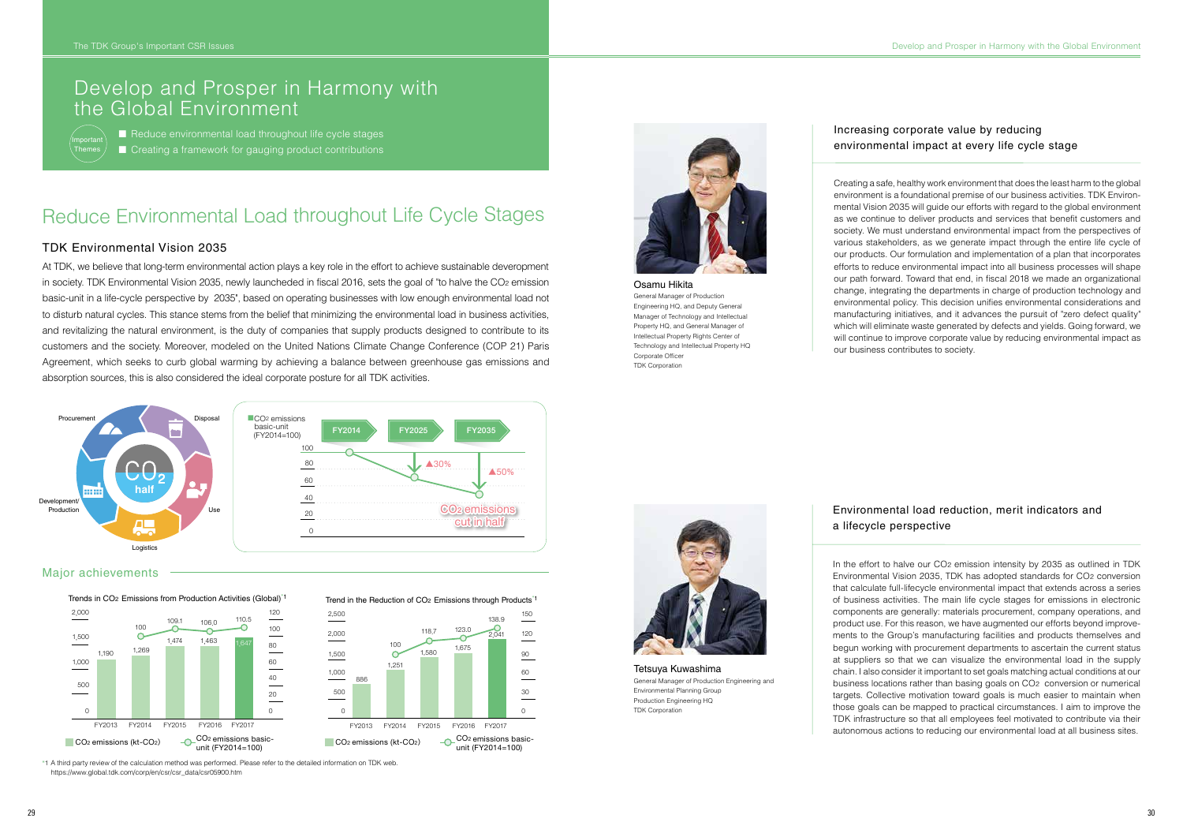# Develop and Prosper in Harmony with the Global Environment

Important Themes

- Reduce environmental load throughout life cycle stages
- Creating a framework for gauging product contributions

## Reduce Environmental Load throughout Life Cycle Stages

### TDK Environmental Vision 2035

At TDK, we believe that long-term environmental action plays a key role in the effort to achieve sustainable deveropment in society. TDK Environmental Vision 2035, newly launcheded in fiscal 2016, sets the goal of "to halve the $CO_2$ emission basic-unit in a life-cycle perspective by 2035", based on operating businesses with low enough environmental load not to disturb natural cycles. This stance stems from the belief that minimizing the environmental load in business activities, and revitalizing the natural environment, is the duty of companies that supply products designed to contribute to its customers and the society. Moreover, modeled on the United Nations Climate Change Conference (COP 21) Paris Agreement, which seeks to curb global warming by achieving a balance between greenhouse gas emissions and absorption sources, this is also considered the ideal corporate posture for all TDK activities.

Procurement / Disposal / Use / Logistics / Development/ Production — $CO_2$ half

$CO_2$ emissions basic-unit (FY2014=100)

| | FY2014 | FY2025 | FY2035 |
|---|---|---|---|
| $CO_2$ emissions basic-unit | 100 | ▲30% | ▲50% |

$CO_2$ emissions cut in half

### Major achievements

**Trends in $CO_2$ Emissions from Production Activities (Global)[1]**

| | FY2013 | FY2014 | FY2015 | FY2016 | FY2017 |
|---|---|---|---|---|---|
| $CO_2$ emissions (kt-$CO_2$) | 1,190 | 1,269 | 1,474 | 1,463 | 1,647 |
| $CO_2$ emissions basic-unit (FY2014=100) | | 100 | 109.1 | 106.0 | 110.5 |

**Trend in the Reduction of $CO_2$ Emissions through Products[1]**

| | FY2013 | FY2014 | FY2015 | FY2016 | FY2017 |
|---|---|---|---|---|---|
| $CO_2$ emissions (kt-$CO_2$) | 886 | 1,251 | 1,580 | 1,675 | 2,041 |
| $CO_2$ emissions basic-unit (FY2014=100) | | 100 | 118.7 | 123.0 | 138.9 |

*1 A third party review of the calculation method was performed. Please refer to the detailed information on TDK web. https://www.global.tdk.com/corp/en/csr/csr_data/csr05900.htm

**Osamu Hikita**
General Manager of Production Engineering HQ, and Deputy General Manager of Technology and Intellectual Property HQ, and General Manager of Intellectual Property Rights Center of Technology and Intellectual Property HQ
Corporate Officer
TDK Corporation

### Increasing corporate value by reducing environmental impact at every life cycle stage

Creating a safe, healthy work environment that does the least harm to the global environment is a foundational premise of our business activities. TDK Environmental Vision 2035 will guide our efforts with regard to the global environment as we continue to deliver products and services that benefit customers and society. We must understand environmental impact from the perspectives of various stakeholders, as we generate impact through the entire life cycle of our products. Our formulation and implementation of a plan that incorporates efforts to reduce environmental impact into all business processes will shape our path forward. Toward that end, in fiscal 2018 we made an organizational change, integrating the departments in charge of production technology and environmental policy. This decision unifies environmental considerations and manufacturing initiatives, and it advances the pursuit of "zero defect quality" which will eliminate waste generated by defects and yields. Going forward, we will continue to improve corporate value by reducing environmental impact as our business contributes to society.

**Tetsuya Kuwashima**
General Manager of Production Engineering and Environmental Planning Group
Production Engineering HQ
TDK Corporation

### Environmental load reduction, merit indicators and a lifecycle perspective

In the effort to halve our $CO_2$ emission intensity by 2035 as outlined in TDK Environmental Vision 2035, TDK has adopted standards for $CO_2$ conversion that calculate full-lifecycle environmental impact that extends across a series of business activities. The main life cycle stages for emissions in electronic components are generally: materials procurement, company operations, and product use. For this reason, we have augmented our efforts beyond improvements to the Group's manufacturing facilities and products themselves and begun working with procurement departments to ascertain the current status at suppliers so that we can visualize the environmental load in the supply chain. I also consider it important to set goals matching actual conditions at our business locations rather than basing goals on $CO_2$ conversion or numerical targets. Collective motivation toward goals is much easier to maintain when those goals can be mapped to practical circumstances. I aim to improve the TDK infrastructure so that all employees feel motivated to contribute via their autonomous actions to reducing our environmental load at all business sites.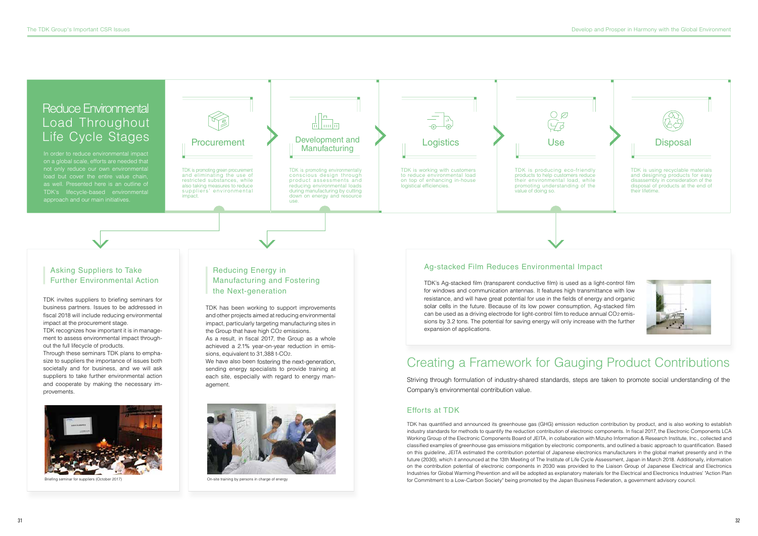# Reduce Environmental Load Throughout Life Cycle Stages

In order to reduce environmental impact on a global scale, efforts are needed that not only reduce our own environmental load but cover the entire value chain, as well. Presented here is an outline of TDK's lifecycle-based environmental approach and our main initiatives.

### Procurement

TDK is promoting green procurement and eliminating the use of restricted substances, while also taking measures to reduce suppliers' environmental impact.

### Development and Manufacturing

TDK is promoting environmentally conscious design through product assessments and reducing environmental loads during manufacturing by cutting down on energy and resource use.

### Logistics

TDK is working with customers to reduce environmental load on top of enhancing in-house logistical efficiencies.

### Use

TDK is producing eco-friendly products to help customers reduce their environmental load, while promoting understanding of the value of doing so.

### Disposal

TDK is using recyclable materials and designing products for easy disassembly in consideration of the disposal of products at the end of their lifetime.

## Asking Suppliers to Take Further Environmental Action

TDK invites suppliers to briefing seminars for business partners. Issues to be addressed in fiscal 2018 will include reducing environmental impact at the procurement stage.

TDK recognizes how important it is in management to assess environmental impact throughout the full lifecycle of products.

Through these seminars TDK plans to emphasize to suppliers the importance of issues both societally and for business, and we will ask suppliers to take further environmental action and cooperate by making the necessary improvements.

Briefing seminar for suppliers (October 2017)

## Reducing Energy in Manufacturing and Fostering the Next-generation

TDK has been working to support improvements and other projects aimed at reducing environmental impact, particularly targeting manufacturing sites in the Group that have high $CO_2$ emissions.

As a result, in fiscal 2017, the Group as a whole achieved a 2.1% year-on-year reduction in emissions, equivalent to 31,388 t-$CO_2$.

We have also been fostering the next-generation, sending energy specialists to provide training at each site, especially with regard to energy management.

On-site training by persons in charge of energy

## Ag-stacked Film Reduces Environmental Impact

TDK's Ag-stacked film (transparent conductive film) is used as a light-control film for windows and communication antennas. It features high transmittance with low resistance, and will have great potential for use in the fields of energy and organic solar cells in the future. Because of its low power consumption, Ag-stacked film can be used as a driving electrode for light-control film to reduce annual $CO_2$ emissions by 3.2 tons. The potential for saving energy will only increase with the further expansion of applications.

# Creating a Framework for Gauging Product Contributions

Striving through formulation of industry-shared standards, steps are taken to promote social understanding of the Company's environmental contribution value.

## Efforts at TDK

TDK has quantified and announced its greenhouse gas (GHG) emission reduction contribution by product, and is also working to establish industry standards for methods to quantify the reduction contribution of electronic components. In fiscal 2017, the Electronic Components LCA Working Group of the Electronic Components Board of JEITA, in collaboration with Mizuho Information & Research Institute, Inc., collected and classified examples of greenhouse gas emissions mitigation by electronic components, and outlined a basic approach to quantification. Based on this guideline, JEITA estimated the contribution potential of Japanese electronics manufacturers in the global market presently and in the future (2030), which it announced at the 13th Meeting of The Institute of Life Cycle Assessment, Japan in March 2018. Additionally, information on the contribution potential of electronic components in 2030 was provided to the Liaison Group of Japanese Electrical and Electronics Industries for Global Warming Prevention and will be adopted as explanatory materials for the Electrical and Electronics Industries' "Action Plan for Commitment to a Low-Carbon Society" being promoted by the Japan Business Federation, a government advisory council.